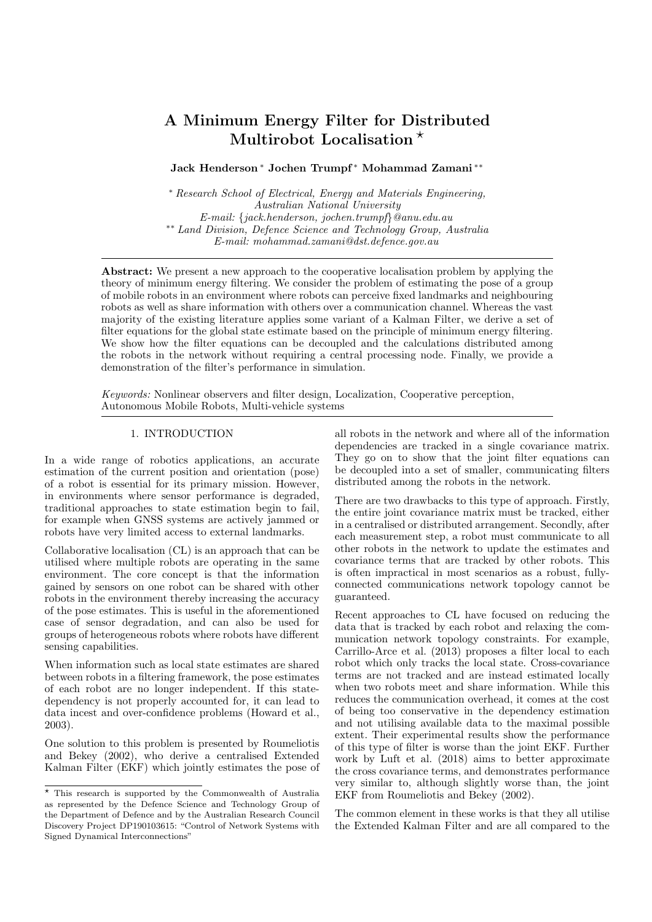# A Minimum Energy Filter for Distributed Multirobot Localisation *

**Jack Henderson * Jochen Trumpf * Mohammad Zamani ****

\* *Research School of Electrical, Energy and Materials Engineering, Australian National University*
*E-mail: {jack.henderson, jochen.trumpf}@anu.edu.au*
\*\* *Land Division, Defence Science and Technology Group, Australia*
*E-mail: mohammad.zamani@dst.defence.gov.au*

**Abstract:** We present a new approach to the cooperative localisation problem by applying the theory of minimum energy filtering. We consider the problem of estimating the pose of a group of mobile robots in an environment where robots can perceive fixed landmarks and neighbouring robots as well as share information with others over a communication channel. Whereas the vast majority of the existing literature applies some variant of a Kalman Filter, we derive a set of filter equations for the global state estimate based on the principle of minimum energy filtering. We show how the filter equations can be decoupled and the calculations distributed among the robots in the network without requiring a central processing node. Finally, we provide a demonstration of the filter's performance in simulation.

*Keywords:* Nonlinear observers and filter design, Localization, Cooperative perception, Autonomous Mobile Robots, Multi-vehicle systems

## 1. INTRODUCTION

In a wide range of robotics applications, an accurate estimation of the current position and orientation (pose) of a robot is essential for its primary mission. However, in environments where sensor performance is degraded, traditional approaches to state estimation begin to fail, for example when GNSS systems are actively jammed or robots have very limited access to external landmarks.

Collaborative localisation (CL) is an approach that can be utilised where multiple robots are operating in the same environment. The core concept is that the information gained by sensors on one robot can be shared with other robots in the environment thereby increasing the accuracy of the pose estimates. This is useful in the aforementioned case of sensor degradation, and can also be used for groups of heterogeneous robots where robots have different sensing capabilities.

When information such as local state estimates are shared between robots in a filtering framework, the pose estimates of each robot are no longer independent. If this state-dependency is not properly accounted for, it can lead to data incest and over-confidence problems (Howard et al., 2003).

One solution to this problem is presented by Roumeliotis and Bekey (2002), who derive a centralised Extended Kalman Filter (EKF) which jointly estimates the pose of all robots in the network and where all of the information dependencies are tracked in a single covariance matrix. They go on to show that the joint filter equations can be decoupled into a set of smaller, communicating filters distributed among the robots in the network.

There are two drawbacks to this type of approach. Firstly, the entire joint covariance matrix must be tracked, either in a centralised or distributed arrangement. Secondly, after each measurement step, a robot must communicate to all other robots in the network to update the estimates and covariance terms that are tracked by other robots. This is often impractical in most scenarios as a robust, fully-connected communications network topology cannot be guaranteed.

Recent approaches to CL have focused on reducing the data that is tracked by each robot and relaxing the communication network topology constraints. For example, Carrillo-Arce et al. (2013) proposes a filter local to each robot which only tracks the local state. Cross-covariance terms are not tracked and are instead estimated locally when two robots meet and share information. While this reduces the communication overhead, it comes at the cost of being too conservative in the dependency estimation and not utilising available data to the maximal possible extent. Their experimental results show the performance of this type of filter is worse than the joint EKF. Further work by Luft et al. (2018) aims to better approximate the cross covariance terms, and demonstrates performance very similar to, although slightly worse than, the joint EKF from Roumeliotis and Bekey (2002).

The common element in these works is that they all utilise the Extended Kalman Filter and are all compared to the

---

\* This research is supported by the Commonwealth of Australia as represented by the Defence Science and Technology Group of the Department of Defence and by the Australian Research Council Discovery Project DP190103615: "Control of Network Systems with Signed Dynamical Interconnections"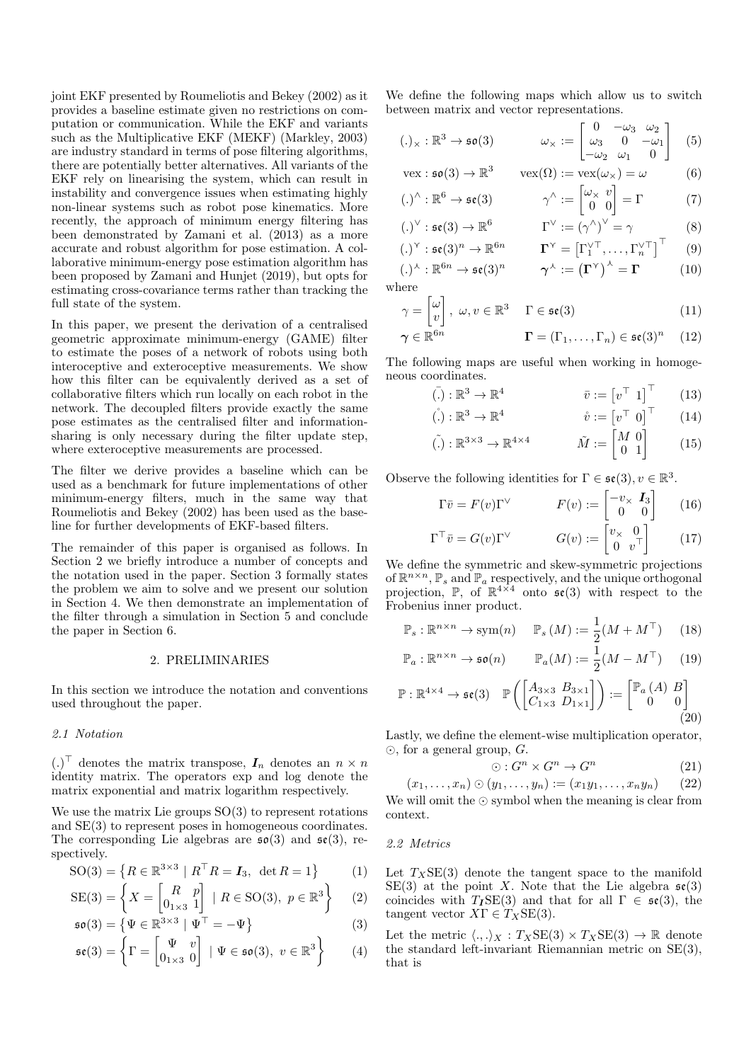joint EKF presented by Roumeliotis and Bekey (2002) as it provides a baseline estimate given no restrictions on computation or communication. While the EKF and variants such as the Multiplicative EKF (MEKF) (Markley, 2003) are industry standard in terms of pose filtering algorithms, there are potentially better alternatives. All variants of the EKF rely on linearising the system, which can result in instability and convergence issues when estimating highly non-linear systems such as robot pose kinematics. More recently, the approach of minimum energy filtering has been demonstrated by Zamani et al. (2013) as a more accurate and robust algorithm for pose estimation. A collaborative minimum-energy pose estimation algorithm has been proposed by Zamani and Hunjet (2019), but opts for estimating cross-covariance terms rather than tracking the full state of the system.

In this paper, we present the derivation of a centralised geometric approximate minimum-energy (GAME) filter to estimate the poses of a network of robots using both interoceptive and exteroceptive measurements. We show how this filter can be equivalently derived as a set of collaborative filters which run locally on each robot in the network. The decoupled filters provide exactly the same pose estimates as the centralised filter and information-sharing is only necessary during the filter update step, where exteroceptive measurements are processed.

The filter we derive provides a baseline which can be used as a benchmark for future implementations of other minimum-energy filters, much in the same way that Roumeliotis and Bekey (2002) has been used as the baseline for further developments of EKF-based filters.

The remainder of this paper is organised as follows. In Section 2 we briefly introduce a number of concepts and the notation used in the paper. Section 3 formally states the problem we aim to solve and we present our solution in Section 4. We then demonstrate an implementation of the filter through a simulation in Section 5 and conclude the paper in Section 6.

## 2. PRELIMINARIES

In this section we introduce the notation and conventions used throughout the paper.

### 2.1 Notation

$(.)^\top$ denotes the matrix transpose, $\boldsymbol{I}_n$ denotes an $n \times n$ identity matrix. The operators exp and log denote the matrix exponential and matrix logarithm respectively.

We use the matrix Lie groups SO(3) to represent rotations and SE(3) to represent poses in homogeneous coordinates. The corresponding Lie algebras are $\mathfrak{so}(3)$ and $\mathfrak{se}(3)$, respectively.

$$\mathrm{SO}(3) = \left\{ R \in \mathbb{R}^{3\times 3} \mid R^\top R = \boldsymbol{I}_3,\ \det R = 1 \right\} \tag{1}$$

$$\mathrm{SE}(3) = \left\{ X = \begin{bmatrix} R & p \\ 0_{1\times 3} & 1 \end{bmatrix} \mid R \in \mathrm{SO}(3),\ p \in \mathbb{R}^3 \right\} \tag{2}$$

$$\mathfrak{so}(3) = \left\{ \Psi \in \mathbb{R}^{3\times 3} \mid \Psi^\top = -\Psi \right\} \tag{3}$$

$$\mathfrak{se}(3) = \left\{ \Gamma = \begin{bmatrix} \Psi & v \\ 0_{1\times 3} & 0 \end{bmatrix} \mid \Psi \in \mathfrak{so}(3),\ v \in \mathbb{R}^3 \right\} \tag{4}$$

We define the following maps which allow us to switch between matrix and vector representations.

$$(.)_\times : \mathbb{R}^3 \to \mathfrak{so}(3) \qquad \omega_\times := \begin{bmatrix} 0 & -\omega_3 & \omega_2 \\ \omega_3 & 0 & -\omega_1 \\ -\omega_2 & \omega_1 & 0 \end{bmatrix} \tag{5}$$

$$\mathrm{vex} : \mathfrak{so}(3) \to \mathbb{R}^3 \qquad \mathrm{vex}(\Omega) := \mathrm{vex}(\omega_\times) = \omega \tag{6}$$

$$(.)^\wedge : \mathbb{R}^6 \to \mathfrak{se}(3) \qquad \gamma^\wedge := \begin{bmatrix} \omega_\times & v \\ 0 & 0 \end{bmatrix} = \Gamma \tag{7}$$

$$(.)^\vee : \mathfrak{se}(3) \to \mathbb{R}^6 \qquad \Gamma^\vee := (\gamma^\wedge)^\vee = \gamma \tag{8}$$

$$(.)^\curlyvee : \mathfrak{se}(3)^n \to \mathbb{R}^{6n} \qquad \boldsymbol{\Gamma}^\curlyvee = \left[\Gamma_1^{\vee\top}, \ldots, \Gamma_n^{\vee\top}\right]^\top \tag{9}$$

$$(.)^\curlywedge : \mathbb{R}^{6n} \to \mathfrak{se}(3)^n \qquad \boldsymbol{\gamma}^\curlywedge := \left(\boldsymbol{\Gamma}^\curlyvee\right)^\curlywedge = \boldsymbol{\Gamma} \tag{10}$$

where

$$\gamma = \begin{bmatrix} \omega \\ v \end{bmatrix},\ \omega, v \in \mathbb{R}^3 \qquad \Gamma \in \mathfrak{se}(3) \tag{11}$$

$$\boldsymbol{\gamma} \in \mathbb{R}^{6n} \qquad \boldsymbol{\Gamma} = (\Gamma_1, \ldots, \Gamma_n) \in \mathfrak{se}(3)^n \tag{12}$$

The following maps are useful when working in homogeneous coordinates.

$$\bar{(.)} : \mathbb{R}^3 \to \mathbb{R}^4 \qquad \bar{v} := \begin{bmatrix} v^\top & 1 \end{bmatrix}^\top \tag{13}$$

$$\mathring{(.)} : \mathbb{R}^3 \to \mathbb{R}^4 \qquad \mathring{v} := \begin{bmatrix} v^\top & 0 \end{bmatrix}^\top \tag{14}$$

$$\tilde{(.)} : \mathbb{R}^{3\times 3} \to \mathbb{R}^{4\times 4} \qquad \tilde{M} := \begin{bmatrix} M & 0 \\ 0 & 1 \end{bmatrix} \tag{15}$$

Observe the following identities for $\Gamma \in \mathfrak{se}(3), v \in \mathbb{R}^3$.

$$\Gamma \bar{v} = F(v)\Gamma^\vee \qquad F(v) := \begin{bmatrix} -v_\times & \boldsymbol{I}_3 \\ 0 & 0 \end{bmatrix} \tag{16}$$

$$\Gamma^\top \bar{v} = G(v)\Gamma^\vee \qquad G(v) := \begin{bmatrix} v_\times & 0 \\ 0 & v^\top \end{bmatrix} \tag{17}$$

We define the symmetric and skew-symmetric projections of $\mathbb{R}^{n\times n}$, $\mathbb{P}_s$ and $\mathbb{P}_a$ respectively, and the unique orthogonal projection, $\mathbb{P}$, of $\mathbb{R}^{4\times 4}$ onto $\mathfrak{se}(3)$ with respect to the Frobenius inner product.

$$\mathbb{P}_s : \mathbb{R}^{n\times n} \to \mathrm{sym}(n) \qquad \mathbb{P}_s(M) := \frac{1}{2}(M + M^\top) \tag{18}$$

$$\mathbb{P}_a : \mathbb{R}^{n\times n} \to \mathfrak{so}(n) \qquad \mathbb{P}_a(M) := \frac{1}{2}(M - M^\top) \tag{19}$$

$$\mathbb{P} : \mathbb{R}^{4\times 4} \to \mathfrak{se}(3) \quad \mathbb{P}\left(\begin{bmatrix} A_{3\times 3} & B_{3\times 1} \\ C_{1\times 3} & D_{1\times 1} \end{bmatrix}\right) := \begin{bmatrix} \mathbb{P}_a(A) & B \\ 0 & 0 \end{bmatrix} \tag{20}$$

Lastly, we define the element-wise multiplication operator, $\odot$, for a general group, $G$.

$$\odot : G^n \times G^n \to G^n \tag{21}$$

$$(x_1, \ldots, x_n) \odot (y_1, \ldots, y_n) := (x_1 y_1, \ldots, x_n y_n) \tag{22}$$

We will omit the $\odot$ symbol when the meaning is clear from context.

### 2.2 Metrics

Let $T_X\mathrm{SE}(3)$ denote the tangent space to the manifold SE(3) at the point $X$. Note that the Lie algebra $\mathfrak{se}(3)$ coincides with $T_{\boldsymbol{I}}\mathrm{SE}(3)$ and that for all $\Gamma \in \mathfrak{se}(3)$, the tangent vector $X\Gamma \in T_X\mathrm{SE}(3)$.

Let the metric $\langle .,. \rangle_X : T_X\mathrm{SE}(3) \times T_X\mathrm{SE}(3) \to \mathbb{R}$ denote the standard left-invariant Riemannian metric on SE(3), that is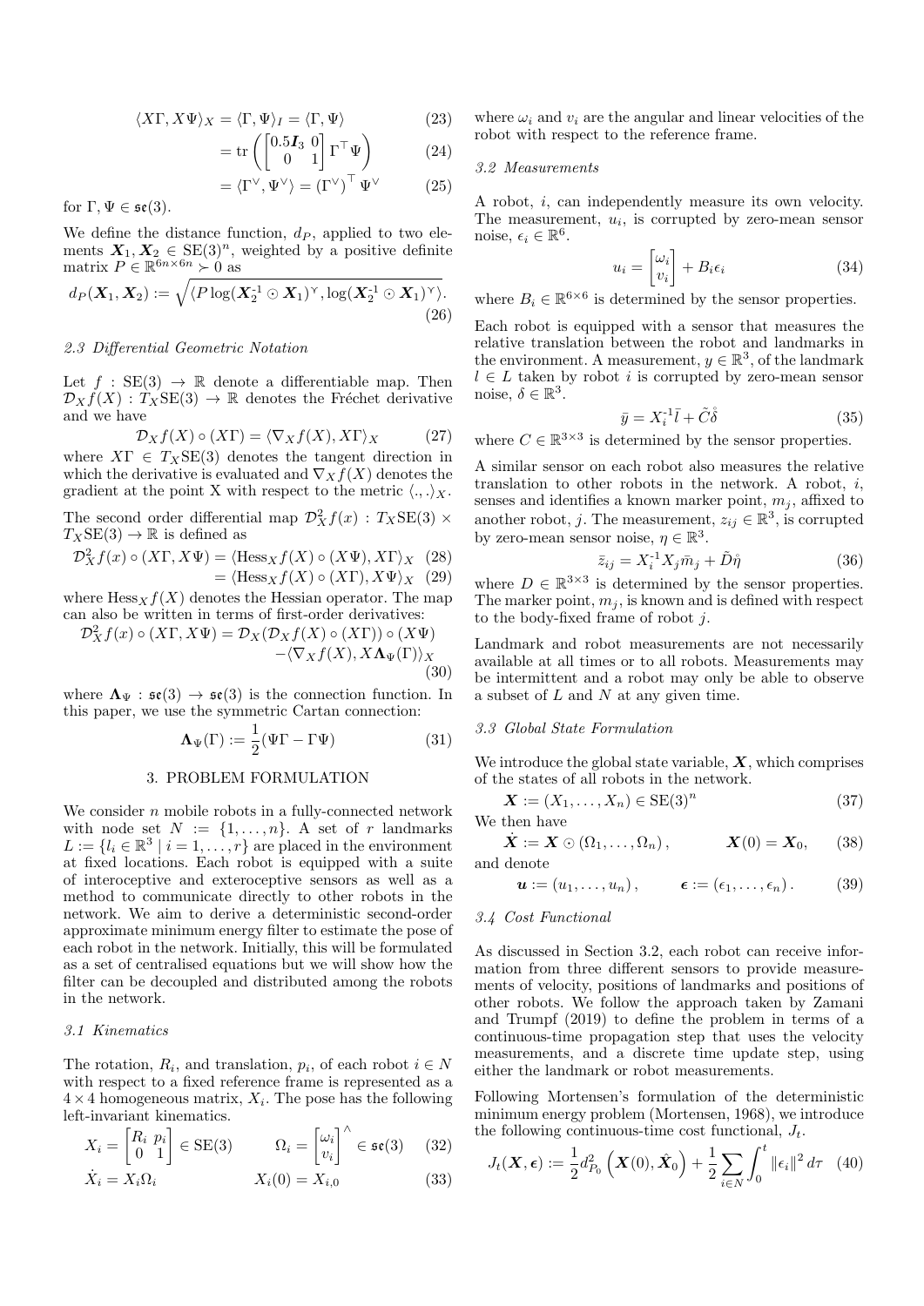$$\langle X\Gamma, X\Psi\rangle_X = \langle \Gamma, \Psi\rangle_I = \langle \Gamma, \Psi\rangle \tag{23}$$

$$= \operatorname{tr}\left(\begin{bmatrix} 0.5\boldsymbol{I}_3 & 0 \\ 0 & 1\end{bmatrix}\Gamma^\top \Psi\right) \tag{24}$$

$$= \langle \Gamma^\vee, \Psi^\vee\rangle = \left(\Gamma^\vee\right)^\top \Psi^\vee \tag{25}$$

for $\Gamma, \Psi \in \mathfrak{se}(3)$.

We define the distance function, $d_P$, applied to two elements $\boldsymbol{X}_1, \boldsymbol{X}_2 \in \mathrm{SE}(3)^n$, weighted by a positive definite matrix $P \in \mathbb{R}^{6n\times 6n} \succ 0$ as

$$d_P(\boldsymbol{X}_1, \boldsymbol{X}_2) := \sqrt{\langle P\log(\boldsymbol{X}_2^{-1} \odot \boldsymbol{X}_1)^\curlyvee, \log(\boldsymbol{X}_2^{-1} \odot \boldsymbol{X}_1)^\curlyvee\rangle}. \tag{26}$$

### 2.3 Differential Geometric Notation

Let $f : \mathrm{SE}(3) \to \mathbb{R}$ denote a differentiable map. Then $\mathcal{D}_X f(X) : T_X\mathrm{SE}(3) \to \mathbb{R}$ denotes the Fréchet derivative and we have

$$\mathcal{D}_X f(X) \circ (X\Gamma) = \langle \nabla_X f(X), X\Gamma\rangle_X \tag{27}$$

where $X\Gamma \in T_X\mathrm{SE}(3)$ denotes the tangent direction in which the derivative is evaluated and $\nabla_X f(X)$ denotes the gradient at the point X with respect to the metric $\langle .,. \rangle_X$.

The second order differential map $\mathcal{D}^2_X f(x) : T_X\mathrm{SE}(3) \times T_X\mathrm{SE}(3) \to \mathbb{R}$ is defined as

$$\mathcal{D}^2_X f(x) \circ (X\Gamma, X\Psi) = \langle \mathrm{Hess}_X f(X) \circ (X\Psi), X\Gamma\rangle_X \tag{28}$$

$$= \langle \mathrm{Hess}_X f(X) \circ (X\Gamma), X\Psi\rangle_X \tag{29}$$

where $\mathrm{Hess}_X f(X)$ denotes the Hessian operator. The map can also be written in terms of first-order derivatives:

$$\mathcal{D}^2_X f(x) \circ (X\Gamma, X\Psi) = \mathcal{D}_X(\mathcal{D}_X f(X) \circ (X\Gamma)) \circ (X\Psi) - \langle \nabla_X f(X), X\boldsymbol{\Lambda}_\Psi(\Gamma)\rangle_X \tag{30}$$

where $\boldsymbol{\Lambda}_\Psi : \mathfrak{se}(3) \to \mathfrak{se}(3)$ is the connection function. In this paper, we use the symmetric Cartan connection:

$$\boldsymbol{\Lambda}_\Psi(\Gamma) := \frac{1}{2}(\Psi\Gamma - \Gamma\Psi) \tag{31}$$

## 3. PROBLEM FORMULATION

We consider $n$ mobile robots in a fully-connected network with node set $N := \{1, \ldots, n\}$. A set of $r$ landmarks $L := \{l_i \in \mathbb{R}^3 \mid i = 1, \ldots, r\}$ are placed in the environment at fixed locations. Each robot is equipped with a suite of interoceptive and exteroceptive sensors as well as a method to communicate directly to other robots in the network. We aim to derive a deterministic second-order approximate minimum energy filter to estimate the pose of each robot in the network. Initially, this will be formulated as a set of centralised equations but we will show how the filter can be decoupled and distributed among the robots in the network.

### 3.1 Kinematics

The rotation, $R_i$, and translation, $p_i$, of each robot $i \in N$ with respect to a fixed reference frame is represented as a $4 \times 4$ homogeneous matrix, $X_i$. The pose has the following left-invariant kinematics.

$$X_i = \begin{bmatrix} R_i & p_i \\ 0 & 1\end{bmatrix} \in \mathrm{SE}(3) \qquad \Omega_i = \begin{bmatrix} \omega_i \\ v_i\end{bmatrix}^\wedge \in \mathfrak{se}(3) \tag{32}$$

$$\dot{X}_i = X_i\Omega_i \qquad X_i(0) = X_{i,0} \tag{33}$$

where $\omega_i$ and $v_i$ are the angular and linear velocities of the robot with respect to the reference frame.

### 3.2 Measurements

A robot, $i$, can independently measure its own velocity. The measurement, $u_i$, is corrupted by zero-mean sensor noise, $\epsilon_i \in \mathbb{R}^6$.

$$u_i = \begin{bmatrix} \omega_i \\ v_i\end{bmatrix} + B_i\epsilon_i \tag{34}$$

where $B_i \in \mathbb{R}^{6\times 6}$ is determined by the sensor properties.

Each robot is equipped with a sensor that measures the relative translation between the robot and landmarks in the environment. A measurement, $y \in \mathbb{R}^3$, of the landmark $l \in L$ taken by robot $i$ is corrupted by zero-mean sensor noise, $\delta \in \mathbb{R}^3$.

$$\bar{y} = X_i^{-1}\bar{l} + \tilde{C}\mathring{\delta} \tag{35}$$

where $C \in \mathbb{R}^{3\times 3}$ is determined by the sensor properties.

A similar sensor on each robot also measures the relative translation to other robots in the network. A robot, $i$, senses and identifies a known marker point, $m_j$, affixed to another robot, $j$. The measurement, $z_{ij} \in \mathbb{R}^3$, is corrupted by zero-mean sensor noise, $\eta \in \mathbb{R}^3$.

$$\bar{z}_{ij} = X_i^{-1}X_j\bar{m}_j + \tilde{D}\mathring{\eta} \tag{36}$$

where $D \in \mathbb{R}^{3\times 3}$ is determined by the sensor properties. The marker point, $m_j$, is known and is defined with respect to the body-fixed frame of robot $j$.

Landmark and robot measurements are not necessarily available at all times or to all robots. Measurements may be intermittent and a robot may only be able to observe a subset of $L$ and $N$ at any given time.

### 3.3 Global State Formulation

We introduce the global state variable, $\boldsymbol{X}$, which comprises of the states of all robots in the network.

$$\boldsymbol{X} := (X_1, \ldots, X_n) \in \mathrm{SE}(3)^n \tag{37}$$

We then have

$$\dot{\boldsymbol{X}} := \boldsymbol{X} \odot (\Omega_1, \ldots, \Omega_n), \qquad \boldsymbol{X}(0) = \boldsymbol{X}_0, \tag{38}$$

and denote

$$\boldsymbol{u} := (u_1, \ldots, u_n), \qquad \boldsymbol{\epsilon} := (\epsilon_1, \ldots, \epsilon_n). \tag{39}$$

### 3.4 Cost Functional

As discussed in Section 3.2, each robot can receive information from three different sensors to provide measurements of velocity, positions of landmarks and positions of other robots. We follow the approach taken by Zamani and Trumpf (2019) to define the problem in terms of a continuous-time propagation step that uses the velocity measurements, and a discrete time update step, using either the landmark or robot measurements.

Following Mortensen's formulation of the deterministic minimum energy problem (Mortensen, 1968), we introduce the following continuous-time cost functional, $J_t$.

$$J_t(\boldsymbol{X}, \boldsymbol{\epsilon}) := \frac{1}{2}d^2_{P_0}\left(\boldsymbol{X}(0), \hat{\boldsymbol{X}}_0\right) + \frac{1}{2}\sum_{i\in N}\int_0^t \|\epsilon_i\|^2\, d\tau \tag{40}$$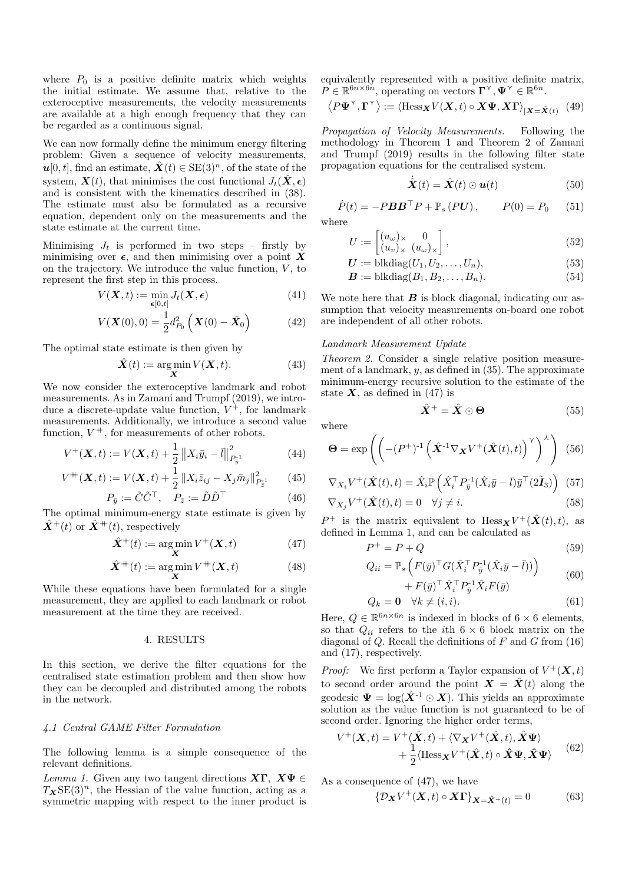where $P_0$ is a positive definite matrix which weights the initial estimate. We assume that, relative to the exteroceptive measurements, the velocity measurements are available at a high enough frequency that they can be regarded as a continuous signal.

We can now formally define the minimum energy filtering problem: Given a sequence of velocity measurements, $\boldsymbol{u}[0,t]$, find an estimate, $\hat{\boldsymbol{X}}(t) \in \mathrm{SE}(3)^n$, of the state of the system, $\boldsymbol{X}(t)$, that minimises the cost functional $J_t(\hat{\boldsymbol{X}}, \boldsymbol{\epsilon})$ and is consistent with the kinematics described in (38). The estimate must also be formulated as a recursive equation, dependent only on the measurements and the state estimate at the current time.

Minimising $J_t$ is performed in two steps – firstly by minimising over $\boldsymbol{\epsilon}$, and then minimising over a point $\boldsymbol{X}$ on the trajectory. We introduce the value function, $V$, to represent the first step in this process.

$$V(\boldsymbol{X}, t) := \min_{\boldsymbol{\epsilon}[0,t]} J_t(\boldsymbol{X}, \boldsymbol{\epsilon}) \tag{41}$$

$$V(\boldsymbol{X}(0), 0) = \frac{1}{2} d^2_{P_0}\left(\boldsymbol{X}(0) - \hat{\boldsymbol{X}}_0\right) \tag{42}$$

The optimal state estimate is then given by

$$\hat{\boldsymbol{X}}(t) := \arg\min_{\boldsymbol{X}} V(\boldsymbol{X}, t). \tag{43}$$

We now consider the exteroceptive landmark and robot measurements. As in Zamani and Trumpf (2019), we introduce a discrete-update value function, $V^+$, for landmark measurements. Additionally, we introduce a second value function, $V^{++}$, for measurements of other robots.

$$V^+(\boldsymbol{X}, t) := V(\boldsymbol{X}, t) + \frac{1}{2}\left\|X_i \bar{y}_i - \bar{l}\right\|^2_{P_{\bar{y}}^{-1}} \tag{44}$$

$$V^{++}(\boldsymbol{X}, t) := V(\boldsymbol{X}, t) + \frac{1}{2}\left\|X_i \bar{z}_{ij} - X_j \bar{m}_j\right\|^2_{P_{\bar{z}}^{-1}} \tag{45}$$

$$P_{\bar{y}} := \tilde{C}\tilde{C}^\top, \quad P_{\bar{z}} := \tilde{D}\tilde{D}^\top \tag{46}$$

The optimal minimum-energy state estimate is given by $\hat{\boldsymbol{X}}^+(t)$ or $\hat{\boldsymbol{X}}^{++}(t)$, respectively

$$\hat{\boldsymbol{X}}^+(t) := \arg\min_{\boldsymbol{X}} V^+(\boldsymbol{X}, t) \tag{47}$$

$$\hat{\boldsymbol{X}}^{++}(t) := \arg\min_{\boldsymbol{X}} V^{++}(\boldsymbol{X}, t) \tag{48}$$

While these equations have been formulated for a single measurement, they are applied to each landmark or robot measurement at the time they are received.

## 4. RESULTS

In this section, we derive the filter equations for the centralised state estimation problem and then show how they can be decoupled and distributed among the robots in the network.

### 4.1 Central GAME Filter Formulation

The following lemma is a simple consequence of the relevant definitions.

*Lemma 1.* Given any two tangent directions $\boldsymbol{X\Gamma}$, $\boldsymbol{X\Psi} \in T_{\boldsymbol{X}}\mathrm{SE}(3)^n$, the Hessian of the value function, acting as a symmetric mapping with respect to the inner product is equivalently represented with a positive definite matrix, $P \in \mathbb{R}^{6n\times 6n}$, operating on vectors $\boldsymbol{\Gamma}^\vee, \boldsymbol{\Psi}^\vee \in \mathbb{R}^{6n}$.

$$\left\langle P\boldsymbol{\Psi}^\vee, \boldsymbol{\Gamma}^\vee\right\rangle := \left\langle \mathrm{Hess}_{\boldsymbol{X}} V(\boldsymbol{X}, t) \circ \boldsymbol{X\Psi}, \boldsymbol{X\Gamma}\right\rangle_{|\boldsymbol{X}=\hat{\boldsymbol{X}}(t)} \tag{49}$$

*Propagation of Velocity Measurements.* Following the methodology in Theorem 1 and Theorem 2 of Zamani and Trumpf (2019) results in the following filter state propagation equations for the centralised system.

$$\dot{\hat{\boldsymbol{X}}}(t) = \hat{\boldsymbol{X}}(t) \odot \boldsymbol{u}(t) \tag{50}$$

$$\dot{P}(t) = -P\boldsymbol{B}\boldsymbol{B}^\top P + \mathbb{P}_s\left(P\boldsymbol{U}\right), \qquad P(0) = P_0 \tag{51}$$

where

$$U := \begin{bmatrix} (u_\omega)_\times & 0 \\ (u_v)_\times & (u_\omega)_\times \end{bmatrix}, \tag{52}$$

$$\boldsymbol{U} := \mathrm{blkdiag}(U_1, U_2, \ldots, U_n), \tag{53}$$

$$\boldsymbol{B} := \mathrm{blkdiag}(B_1, B_2, \ldots, B_n). \tag{54}$$

We note here that $\boldsymbol{B}$ is block diagonal, indicating our assumption that velocity measurements on-board one robot are independent of all other robots.

*Landmark Measurement Update*

*Theorem 2.* Consider a single relative position measurement of a landmark, $y$, as defined in (35). The approximate minimum-energy recursive solution to the estimate of the state $\boldsymbol{X}$, as defined in (47) is

$$\hat{\boldsymbol{X}}^+ = \hat{\boldsymbol{X}} \odot \boldsymbol{\Theta} \tag{55}$$

where

$$\boldsymbol{\Theta} = \exp\left(\left(-(P^+)^{-1}\left(\hat{\boldsymbol{X}}^{-1}\nabla_{\boldsymbol{X}} V^+(\hat{\boldsymbol{X}}(t), t)\right)^\vee\right)^\wedge\right) \tag{56}$$

$$\nabla_{X_i} V^+(\hat{\boldsymbol{X}}(t), t) = \hat{X}_i \mathbb{P}\left(\hat{X}_i^\top P_{\bar{y}}^{-1}(\hat{X}_i\bar{y} - \bar{l})\bar{y}^\top(2\tilde{\boldsymbol{I}}_3)\right) \tag{57}$$

$$\nabla_{X_j} V^+(\hat{\boldsymbol{X}}(t), t) = 0 \quad \forall j \neq i. \tag{58}$$

$P^+$ is the matrix equivalent to $\mathrm{Hess}_{\boldsymbol{X}} V^+(\hat{\boldsymbol{X}}(t), t)$, as defined in Lemma 1, and can be calculated as

$$P^+ = P + Q \tag{59}$$

$$\begin{aligned} Q_{ii} = \mathbb{P}_s&\left(F(\bar{y})^\top G(\hat{X}_i^\top P_{\bar{y}}^{-1}(\hat{X}_i\bar{y} - \bar{l}))\right) \\ &+ F(\bar{y})^\top \hat{X}_i^\top P_{\bar{y}}^{-1}\hat{X}_i F(\bar{y}) \end{aligned} \tag{60}$$

$$Q_k = \boldsymbol{0} \quad \forall k \neq (i, i). \tag{61}$$

Here, $Q \in \mathbb{R}^{6n\times 6n}$ is indexed in blocks of $6 \times 6$ elements, so that $Q_{ii}$ refers to the $i$th $6 \times 6$ block matrix on the diagonal of $Q$. Recall the definitions of $F$ and $G$ from (16) and (17), respectively.

*Proof:* We first perform a Taylor expansion of $V^+(\boldsymbol{X}, t)$ to second order around the point $\boldsymbol{X} = \hat{\boldsymbol{X}}(t)$ along the geodesic $\boldsymbol{\Psi} = \log(\hat{\boldsymbol{X}}^{-1} \odot \boldsymbol{X})$. This yields an approximate solution as the value function is not guaranteed to be of second order. Ignoring the higher order terms,

$$\begin{aligned} V^+(\boldsymbol{X}, t) = V^+(\hat{\boldsymbol{X}}, t) &+ \langle \nabla_{\boldsymbol{X}} V^+(\hat{\boldsymbol{X}}, t), \hat{\boldsymbol{X}}\boldsymbol{\Psi}\rangle \\ &+ \frac{1}{2}\langle \mathrm{Hess}_{\boldsymbol{X}} V^+(\hat{\boldsymbol{X}}, t) \circ \hat{\boldsymbol{X}}\boldsymbol{\Psi}, \hat{\boldsymbol{X}}\boldsymbol{\Psi}\rangle \end{aligned} \tag{62}$$

As a consequence of (47), we have

$$\{\mathcal{D}_{\boldsymbol{X}} V^+(\boldsymbol{X}, t) \circ \boldsymbol{X\Gamma}\}_{\boldsymbol{X}=\hat{\boldsymbol{X}}^+(t)} = 0 \tag{63}$$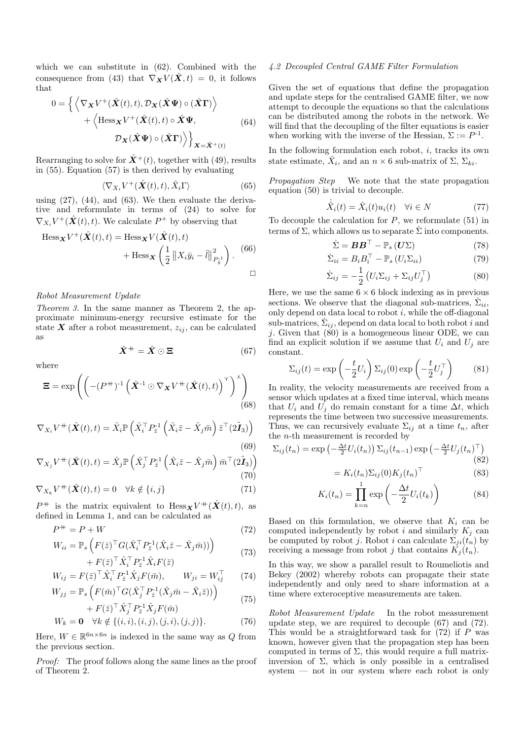which we can substitute in (62). Combined with the consequence from (43) that $\nabla_{\boldsymbol{X}} V(\hat{\boldsymbol{X}}, t) = 0$, it follows that

$$0 = \Big\{ \left\langle \nabla_{\boldsymbol{X}} V^{+}(\hat{\boldsymbol{X}}(t), t), \mathcal{D}_{\boldsymbol{X}}(\hat{\boldsymbol{X}}\boldsymbol{\Psi}) \circ (\hat{\boldsymbol{X}}\boldsymbol{\Gamma}) \right\rangle + \left\langle \mathrm{Hess}_{\boldsymbol{X}} V^{+}(\hat{\boldsymbol{X}}(t), t) \circ \hat{\boldsymbol{X}}\boldsymbol{\Psi}, \mathcal{D}_{\boldsymbol{X}}(\hat{\boldsymbol{X}}\boldsymbol{\Psi}) \circ (\hat{\boldsymbol{X}}\boldsymbol{\Gamma}) \right\rangle \Big\}_{\boldsymbol{X} = \hat{\boldsymbol{X}}^{+}(t)} \tag{64}$$

Rearranging to solve for $\hat{\boldsymbol{X}}^{+}(t)$, together with (49), results in (55). Equation (57) is then derived by evaluating

$$\langle \nabla_{X_i} V^{+}(\hat{\boldsymbol{X}}(t), t), \hat{X}_i \Gamma \rangle \tag{65}$$

using (27), (44), and (63). We then evaluate the derivative and reformulate in terms of (24) to solve for $\nabla_{X_i} V^{+}(\hat{\boldsymbol{X}}(t), t)$. We calculate $P^{+}$ by observing that

$$\mathrm{Hess}_{\boldsymbol{X}} V^{+}(\hat{\boldsymbol{X}}(t), t) = \mathrm{Hess}_{\boldsymbol{X}} V(\hat{\boldsymbol{X}}(t), t) + \mathrm{Hess}_{\boldsymbol{X}} \left( \frac{1}{2} \left\| X_i \bar{y}_i - \bar{l} \right\|^2_{P_{\bar{y}}^{-1}} \right). \tag{66}$$

□

*Robot Measurement Update*

*Theorem 3.* In the same manner as Theorem 2, the approximate minimum-energy recursive estimate for the state $\boldsymbol{X}$ after a robot measurement, $z_{ij}$, can be calculated as

$$\hat{\boldsymbol{X}}^{+\!\!+} = \hat{\boldsymbol{X}} \odot \boldsymbol{\Xi} \tag{67}$$

where

$$\boldsymbol{\Xi} = \exp\left( \left( -(P^{+\!\!+})^{-1} \left( \hat{\boldsymbol{X}}^{-1} \odot \nabla_{\boldsymbol{X}} V^{+\!\!+}(\hat{\boldsymbol{X}}(t), t) \right)^{\curlyvee} \right)^{\wedge} \right) \tag{68}$$

$$\nabla_{X_i} V^{+\!\!+}(\hat{\boldsymbol{X}}(t), t) = \hat{X}_i \mathbb{P}\left( \hat{X}_i^{\top} P_{\bar{z}}^{-1} \left( \hat{X}_i \bar{z} - \hat{X}_j \bar{m} \right) \bar{z}^{\top} (2\tilde{\boldsymbol{I}}_3) \right) \tag{69}$$

$$\nabla_{X_j} V^{+\!\!+}(\hat{\boldsymbol{X}}(t), t) = \hat{X}_j \mathbb{P}\left( \hat{X}_j^{\top} P_{\bar{z}}^{-1} \left( \hat{X}_i \bar{z} - \hat{X}_j \bar{m} \right) \bar{m}^{\top} (2\tilde{\boldsymbol{I}}_3) \right) \tag{70}$$

$$\nabla_{X_k} V^{+\!\!+}(\hat{\boldsymbol{X}}(t), t) = 0 \quad \forall k \notin \{i, j\} \tag{71}$$

$P^{+\!\!+}$ is the matrix equivalent to $\mathrm{Hess}_{\boldsymbol{X}} V^{+\!\!+}(\hat{\boldsymbol{X}}(t), t)$, as defined in Lemma 1, and can be calculated as

$$P^{+\!\!+} = P + W \tag{72}$$

$$W_{ii} = \mathbb{P}_s\left( F(\bar{z})^{\top} G(\hat{X}_i^{\top} P_{\bar{z}}^{-1}(\hat{X}_i \bar{z} - \hat{X}_j \bar{m})) \right) + F(\bar{z})^{\top} \hat{X}_i^{\top} P_{\bar{z}}^{-1} \hat{X}_i F(\bar{z}) \tag{73}$$

$$W_{ij} = F(\bar{z})^{\top} \hat{X}_i^{\top} P_{\bar{z}}^{-1} \hat{X}_j F(\bar{m}), \qquad W_{ji} = W_{ij}^{\top} \tag{74}$$

$$W_{jj} = \mathbb{P}_s\left( F(\bar{m})^{\top} G(\hat{X}_j^{\top} P_{\bar{z}}^{-1}(\hat{X}_j \bar{m} - \hat{X}_i \bar{z})) \right) + F(\bar{z})^{\top} \hat{X}_j^{\top} P_{\bar{z}}^{-1} \hat{X}_j F(\bar{m}) \tag{75}$$

$$W_k = \boldsymbol{0} \quad \forall k \notin \{(i,i), (i,j), (j,i), (j,j)\}. \tag{76}$$

Here, $W \in \mathbb{R}^{6n \times 6n}$ is indexed in the same way as $Q$ from the previous section.

*Proof:* The proof follows along the same lines as the proof of Theorem 2.

### *4.2 Decoupled Central GAME Filter Formulation*

Given the set of equations that define the propagation and update steps for the centralised GAME filter, we now attempt to decouple the equations so that the calculations can be distributed among the robots in the network. We will find that the decoupling of the filter equations is easier when working with the inverse of the Hessian, $\Sigma := P^{-1}$.

In the following formulation each robot, $i$, tracks its own state estimate, $\hat{X}_i$, and an $n \times 6$ sub-matrix of $\Sigma$, $\Sigma_{ki}$.

*Propagation Step* We note that the state propagation equation (50) is trivial to decouple.

$$\dot{\hat{X}}_i(t) = \hat{X}_i(t) u_i(t) \quad \forall i \in N \tag{77}$$

To decouple the calculation for $P$, we reformulate (51) in terms of $\Sigma$, which allows us to separate $\dot{\Sigma}$ into components.

$$\dot{\Sigma} = \boldsymbol{B}\boldsymbol{B}^{\top} - \mathbb{P}_s(\boldsymbol{U}\Sigma) \tag{78}$$

$$\dot{\Sigma}_{ii} = B_i B_i^{\top} - \mathbb{P}_s(U_i \Sigma_{ii}) \tag{79}$$

$$\dot{\Sigma}_{ij} = -\frac{1}{2}\left( U_i \Sigma_{ij} + \Sigma_{ij} U_j^{\top} \right) \tag{80}$$

Here, we use the same $6 \times 6$ block indexing as in previous sections. We observe that the diagonal sub-matrices, $\dot{\Sigma}_{ii}$, only depend on data local to robot $i$, while the off-diagonal sub-matrices, $\dot{\Sigma}_{ij}$, depend on data local to both robot $i$ and $j$. Given that (80) is a homogeneous linear ODE, we can find an explicit solution if we assume that $U_i$ and $U_j$ are constant.

$$\Sigma_{ij}(t) = \exp\left( -\frac{t}{2} U_i \right) \Sigma_{ij}(0) \exp\left( -\frac{t}{2} U_j^{\top} \right) \tag{81}$$

In reality, the velocity measurements are received from a sensor which updates at a fixed time interval, which means that $U_i$ and $U_j$ do remain constant for a time $\Delta t$, which represents the time between two successive measurements. Thus, we can recursively evaluate $\Sigma_{ij}$ at a time $t_n$, after the $n$-th measurement is recorded by

$$\Sigma_{ij}(t_n) = \exp\left( -\tfrac{\Delta t}{2} U_i(t_n) \right) \Sigma_{ij}(t_{n-1}) \exp\left( -\tfrac{\Delta t}{2} U_j(t_n)^{\top} \right) \tag{82}$$

$$= K_i(t_n) \Sigma_{ij}(0) K_j(t_n)^{\top} \tag{83}$$

$$K_i(t_n) = \prod_{k=n}^{1} \exp\left( -\frac{\Delta t}{2} U_i(t_k) \right) \tag{84}$$

Based on this formulation, we observe that $K_i$ can be computed independently by robot $i$ and similarly $K_j$ can be computed by robot $j$. Robot $i$ can calculate $\Sigma_{ji}(t_n)$ by receiving a message from robot $j$ that contains $K_j(t_n)$.

In this way, we show a parallel result to Roumeliotis and Bekey (2002) whereby robots can propagate their state independently and only need to share information at a time where exteroceptive measurements are taken.

*Robot Measurement Update* In the robot measurement update step, we are required to decouple (67) and (72). This would be a straightforward task for (72) if $P$ was known, however given that the propagation step has been computed in terms of $\Sigma$, this would require a full matrix-inversion of $\Sigma$, which is only possible in a centralised system — not in our system where each robot is only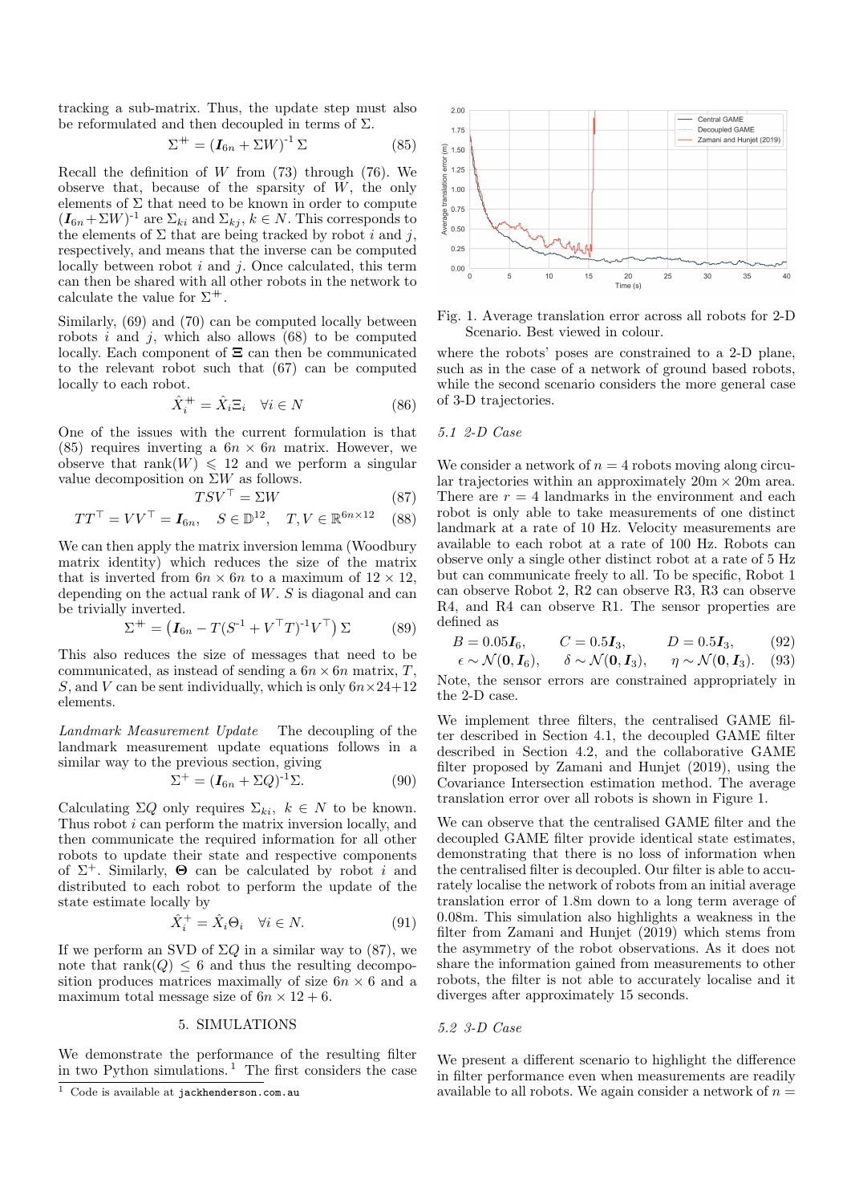tracking a sub-matrix. Thus, the update step must also be reformulated and then decoupled in terms of $\Sigma$.

$$\Sigma^{\#} = \left(\boldsymbol{I}_{6n} + \Sigma W\right)^{-1} \Sigma \tag{85}$$

Recall the definition of $W$ from (73) through (76). We observe that, because of the sparsity of $W$, the only elements of $\Sigma$ that need to be known in order to compute $(\boldsymbol{I}_{6n} + \Sigma W)^{-1}$ are $\Sigma_{ki}$ and $\Sigma_{kj}$, $k \in N$. This corresponds to the elements of $\Sigma$ that are being tracked by robot $i$ and $j$, respectively, and means that the inverse can be computed locally between robot $i$ and $j$. Once calculated, this term can then be shared with all other robots in the network to calculate the value for $\Sigma^{\#}$.

Similarly, (69) and (70) can be computed locally between robots $i$ and $j$, which also allows (68) to be computed locally. Each component of $\boldsymbol{\Xi}$ can then be communicated to the relevant robot such that (67) can be computed locally to each robot.

$$\hat{X}_i^{\#} = \hat{X}_i \Xi_i \quad \forall i \in N \tag{86}$$

One of the issues with the current formulation is that (85) requires inverting a $6n \times 6n$ matrix. However, we observe that $\operatorname{rank}(W) \leqslant 12$ and we perform a singular value decomposition on $\Sigma W$ as follows.

$$TSV^{\top} = \Sigma W \tag{87}$$

$$TT^{\top} = VV^{\top} = \boldsymbol{I}_{6n}, \quad S \in \mathbb{D}^{12}, \quad T, V \in \mathbb{R}^{6n \times 12} \tag{88}$$

We can then apply the matrix inversion lemma (Woodbury matrix identity) which reduces the size of the matrix that is inverted from $6n \times 6n$ to a maximum of $12 \times 12$, depending on the actual rank of $W$. $S$ is diagonal and can be trivially inverted.

$$\Sigma^{\#} = \left(\boldsymbol{I}_{6n} - T(S^{-1} + V^{\top}T)^{-1}V^{\top}\right)\Sigma \tag{89}$$

This also reduces the size of messages that need to be communicated, as instead of sending a $6n \times 6n$ matrix, $T$, $S$, and $V$ can be sent individually, which is only $6n \times 24 + 12$ elements.

*Landmark Measurement Update* The decoupling of the landmark measurement update equations follows in a similar way to the previous section, giving

$$\Sigma^{+} = (\boldsymbol{I}_{6n} + \Sigma Q)^{-1}\Sigma. \tag{90}$$

Calculating $\Sigma Q$ only requires $\Sigma_{ki}$, $k \in N$ to be known. Thus robot $i$ can perform the matrix inversion locally, and then communicate the required information for all other robots to update their state and respective components of $\Sigma^{+}$. Similarly, $\boldsymbol{\Theta}$ can be calculated by robot $i$ and distributed to each robot to perform the update of the state estimate locally by

$$\hat{X}_i^{+} = \hat{X}_i \Theta_i \quad \forall i \in N. \tag{91}$$

If we perform an SVD of $\Sigma Q$ in a similar way to (87), we note that $\operatorname{rank}(Q) \leq 6$ and thus the resulting decomposition produces matrices maximally of size $6n \times 6$ and a maximum total message size of $6n \times 12 + 6$.

## 5. SIMULATIONS

We demonstrate the performance of the resulting filter in two Python simulations.[1] The first considers the case where the robots' poses are constrained to a 2-D plane, such as in the case of a network of ground based robots, while the second scenario considers the more general case of 3-D trajectories.

[1] Code is available at jackhenderson.com.au

Fig. 1. Average translation error across all robots for 2-D Scenario. Best viewed in colour.

### 5.1 2-D Case

We consider a network of $n = 4$ robots moving along circular trajectories within an approximately 20m $\times$ 20m area. There are $r = 4$ landmarks in the environment and each robot is only able to take measurements of one distinct landmark at a rate of 10 Hz. Velocity measurements are available to each robot at a rate of 100 Hz. Robots can observe only a single other distinct robot at a rate of 5 Hz but can communicate freely to all. To be specific, Robot 1 can observe Robot 2, R2 can observe R3, R3 can observe R4, and R4 can observe R1. The sensor properties are defined as

$$B = 0.05\boldsymbol{I}_6, \qquad C = 0.5\boldsymbol{I}_3, \qquad D = 0.5\boldsymbol{I}_3, \tag{92}$$

$$\epsilon \sim \mathcal{N}(\boldsymbol{0}, \boldsymbol{I}_6), \qquad \delta \sim \mathcal{N}(\boldsymbol{0}, \boldsymbol{I}_3), \qquad \eta \sim \mathcal{N}(\boldsymbol{0}, \boldsymbol{I}_3). \tag{93}$$

Note, the sensor errors are constrained appropriately in the 2-D case.

We implement three filters, the centralised GAME filter described in Section 4.1, the decoupled GAME filter described in Section 4.2, and the collaborative GAME filter proposed by Zamani and Hunjet (2019), using the Covariance Intersection estimation method. The average translation error over all robots is shown in Figure 1.

We can observe that the centralised GAME filter and the decoupled GAME filter provide identical state estimates, demonstrating that there is no loss of information when the centralised filter is decoupled. Our filter is able to accurately localise the network of robots from an initial average translation error of 1.8m down to a long term average of 0.08m. This simulation also highlights a weakness in the filter from Zamani and Hunjet (2019) which stems from the asymmetry of the robot observations. As it does not share the information gained from measurements to other robots, the filter is not able to accurately localise and it diverges after approximately 15 seconds.

### 5.2 3-D Case

We present a different scenario to highlight the difference in filter performance even when measurements are readily available to all robots. We again consider a network of $n =$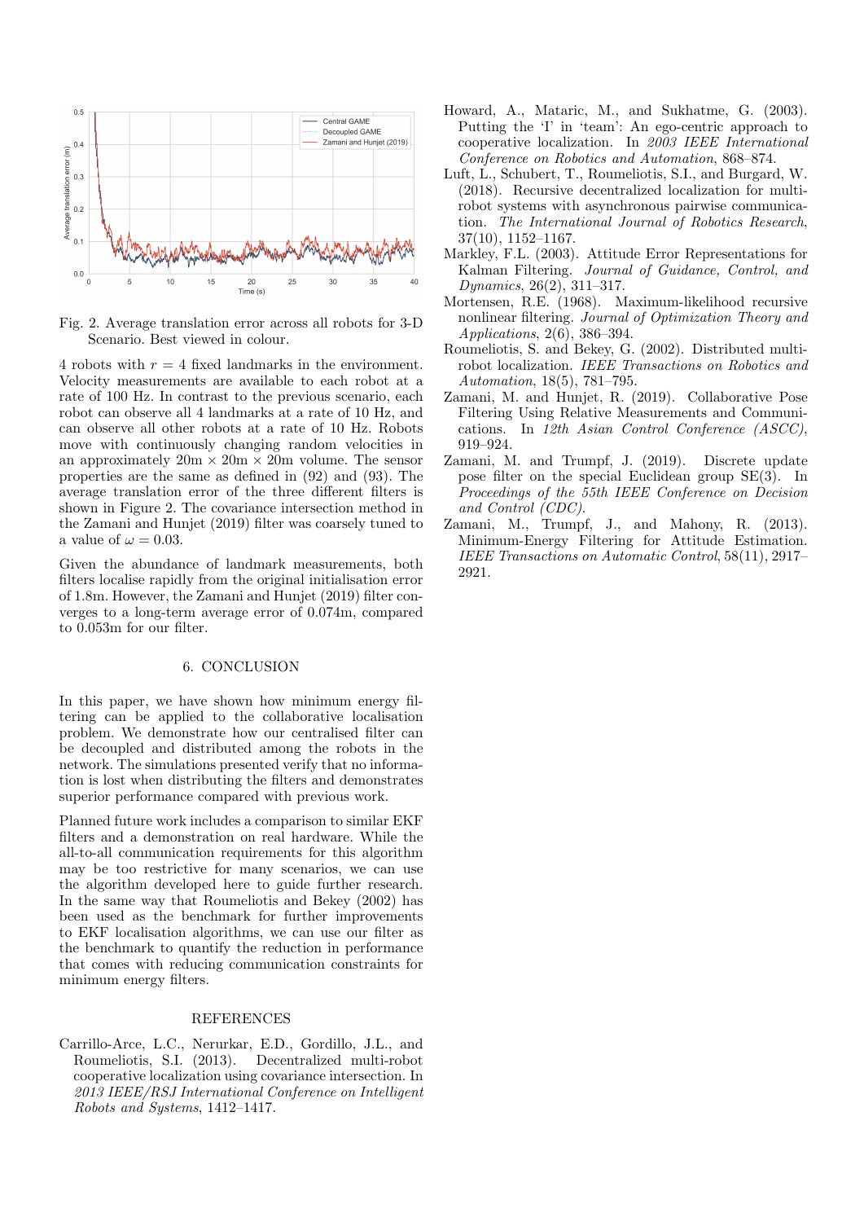0.5
0.4
0.3
0.2
0.1
0.0
0
5
10
15
20
25
30
35
40
Average translation error (m)
Time (s)
Central GAME
Decoupled GAME
Zamani and Hunjet (2019)

Fig. 2. Average translation error across all robots for 3-D Scenario. Best viewed in colour.

4 robots with $r = 4$ fixed landmarks in the environment. Velocity measurements are available to each robot at a rate of 100 Hz. In contrast to the previous scenario, each robot can observe all 4 landmarks at a rate of 10 Hz, and can observe all other robots at a rate of 10 Hz. Robots move with continuously changing random velocities in an approximately 20m × 20m × 20m volume. The sensor properties are the same as defined in (92) and (93). The average translation error of the three different filters is shown in Figure 2. The covariance intersection method in the Zamani and Hunjet (2019) filter was coarsely tuned to a value of $\omega = 0.03$.

Given the abundance of landmark measurements, both filters localise rapidly from the original initialisation error of 1.8m. However, the Zamani and Hunjet (2019) filter converges to a long-term average error of 0.074m, compared to 0.053m for our filter.

## 6. CONCLUSION

In this paper, we have shown how minimum energy filtering can be applied to the collaborative localisation problem. We demonstrate how our centralised filter can be decoupled and distributed among the robots in the network. The simulations presented verify that no information is lost when distributing the filters and demonstrates superior performance compared with previous work.

Planned future work includes a comparison to similar EKF filters and a demonstration on real hardware. While the all-to-all communication requirements for this algorithm may be too restrictive for many scenarios, we can use the algorithm developed here to guide further research. In the same way that Roumeliotis and Bekey (2002) has been used as the benchmark for further improvements to EKF localisation algorithms, we can use our filter as the benchmark to quantify the reduction in performance that comes with reducing communication constraints for minimum energy filters.

## REFERENCES

Carrillo-Arce, L.C., Nerurkar, E.D., Gordillo, J.L., and Roumeliotis, S.I. (2013). Decentralized multi-robot cooperative localization using covariance intersection. In *2013 IEEE/RSJ International Conference on Intelligent Robots and Systems*, 1412–1417.

Howard, A., Mataric, M., and Sukhatme, G. (2003). Putting the 'I' in 'team': An ego-centric approach to cooperative localization. In *2003 IEEE International Conference on Robotics and Automation*, 868–874.

Luft, L., Schubert, T., Roumeliotis, S.I., and Burgard, W. (2018). Recursive decentralized localization for multi-robot systems with asynchronous pairwise communication. *The International Journal of Robotics Research*, 37(10), 1152–1167.

Markley, F.L. (2003). Attitude Error Representations for Kalman Filtering. *Journal of Guidance, Control, and Dynamics*, 26(2), 311–317.

Mortensen, R.E. (1968). Maximum-likelihood recursive nonlinear filtering. *Journal of Optimization Theory and Applications*, 2(6), 386–394.

Roumeliotis, S. and Bekey, G. (2002). Distributed multi-robot localization. *IEEE Transactions on Robotics and Automation*, 18(5), 781–795.

Zamani, M. and Hunjet, R. (2019). Collaborative Pose Filtering Using Relative Measurements and Communications. In *12th Asian Control Conference (ASCC)*, 919–924.

Zamani, M. and Trumpf, J. (2019). Discrete update pose filter on the special Euclidean group SE(3). In *Proceedings of the 55th IEEE Conference on Decision and Control (CDC)*.

Zamani, M., Trumpf, J., and Mahony, R. (2013). Minimum-Energy Filtering for Attitude Estimation. *IEEE Transactions on Automatic Control*, 58(11), 2917–2921.